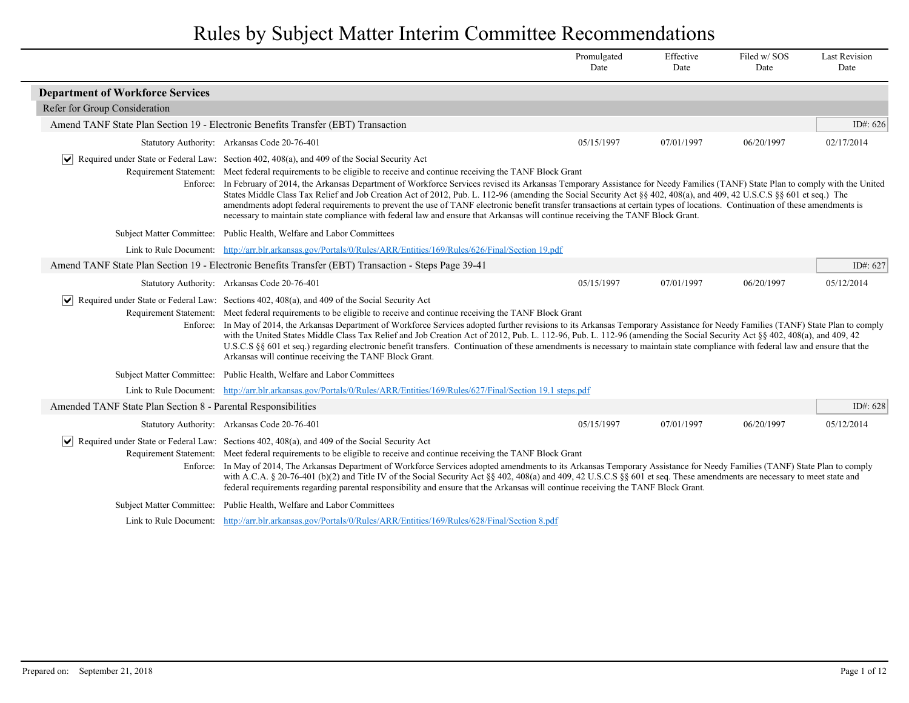# Rules by Subject Matter Interim Committee Recommendations

## Department of Workforce Services

### Refer for Group Consideration

#### Amend TANF State Plan Section 19 - Electronic Benefits Transfer (EBT) Transaction

ID#: 626

| | Promulgated Date | Effective Date | Filed w/ SOS Date | Last Revision Date |
|---|---|---|---|---|
| Statutory Authority: Arkansas Code 20-76-401 | 05/15/1997 | 07/01/1997 | 06/20/1997 | 02/17/2014 |

☑ **Required under State or Federal Law:** Section 402, 408(a), and 409 of the Social Security Act

**Requirement Statement:** Meet federal requirements to be eligible to receive and continue receiving the TANF Block Grant

**Enforce:** In February of 2014, the Arkansas Department of Workforce Services revised its Arkansas Temporary Assistance for Needy Families (TANF) State Plan to comply with the United States Middle Class Tax Relief and Job Creation Act of 2012, Pub. L. 112-96 (amending the Social Security Act §§ 402, 408(a), and 409, 42 U.S.C.S §§ 601 et seq.) The amendments adopt federal requirements to prevent the use of TANF electronic benefit transfer transactions at certain types of locations. Continuation of these amendments is necessary to maintain state compliance with federal law and ensure that Arkansas will continue receiving the TANF Block Grant.

**Subject Matter Committee:** Public Health, Welfare and Labor Committees

**Link to Rule Document:** http://arr.blr.arkansas.gov/Portals/0/Rules/ARR/Entities/169/Rules/626/Final/Section 19.pdf

#### Amend TANF State Plan Section 19 - Electronic Benefits Transfer (EBT) Transaction - Steps Page 39-41

ID#: 627

| | Promulgated Date | Effective Date | Filed w/ SOS Date | Last Revision Date |
|---|---|---|---|---|
| Statutory Authority: Arkansas Code 20-76-401 | 05/15/1997 | 07/01/1997 | 06/20/1997 | 05/12/2014 |

☑ **Required under State or Federal Law:** Sections 402, 408(a), and 409 of the Social Security Act

**Requirement Statement:** Meet federal requirements to be eligible to receive and continue receiving the TANF Block Grant

**Enforce:** In May of 2014, the Arkansas Department of Workforce Services adopted further revisions to its Arkansas Temporary Assistance for Needy Families (TANF) State Plan to comply with the United States Middle Class Tax Relief and Job Creation Act of 2012, Pub. L. 112-96, Pub. L. 112-96 (amending the Social Security Act §§ 402, 408(a), and 409, 42 U.S.C.S §§ 601 et seq.) regarding electronic benefit transfers. Continuation of these amendments is necessary to maintain state compliance with federal law and ensure that the Arkansas will continue receiving the TANF Block Grant.

**Subject Matter Committee:** Public Health, Welfare and Labor Committees

**Link to Rule Document:** http://arr.blr.arkansas.gov/Portals/0/Rules/ARR/Entities/169/Rules/627/Final/Section 19.1 steps.pdf

#### Amended TANF State Plan Section 8 - Parental Responsibilities

ID#: 628

| | Promulgated Date | Effective Date | Filed w/ SOS Date | Last Revision Date |
|---|---|---|---|---|
| Statutory Authority: Arkansas Code 20-76-401 | 05/15/1997 | 07/01/1997 | 06/20/1997 | 05/12/2014 |

☑ **Required under State or Federal Law:** Sections 402, 408(a), and 409 of the Social Security Act

**Requirement Statement:** Meet federal requirements to be eligible to receive and continue receiving the TANF Block Grant

**Enforce:** In May of 2014, The Arkansas Department of Workforce Services adopted amendments to its Arkansas Temporary Assistance for Needy Families (TANF) State Plan to comply with A.C.A. § 20-76-401 (b)(2) and Title IV of the Social Security Act §§ 402, 408(a) and 409, 42 U.S.C.S §§ 601 et seq. These amendments are necessary to meet state and federal requirements regarding parental responsibility and ensure that the Arkansas will continue receiving the TANF Block Grant.

**Subject Matter Committee:** Public Health, Welfare and Labor Committees

**Link to Rule Document:** http://arr.blr.arkansas.gov/Portals/0/Rules/ARR/Entities/169/Rules/628/Final/Section 8.pdf

Prepared on: September 21, 2018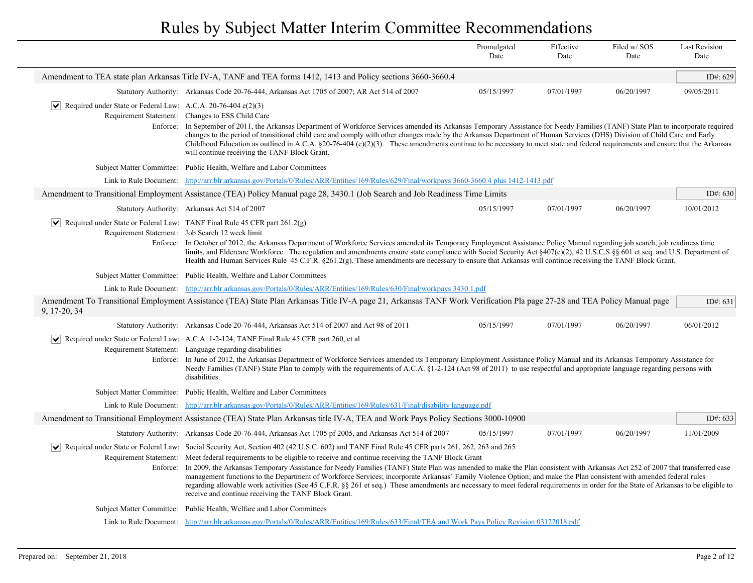# Rules by Subject Matter Interim Committee Recommendations

| | Promulgated Date | Effective Date | Filed w/ SOS Date | Last Revision Date |
|---|---|---|---|---|

## Amendment to TEA state plan Arkansas Title IV-A, TANF and TEA forms 1412, 1413 and Policy sections 3660-3660.4

ID#: 629

**Statutory Authority:** Arkansas Code 20-76-444, Arkansas Act 1705 of 2007; AR Act 514 of 2007

| Promulgated Date | Effective Date | Filed w/ SOS Date | Last Revision Date |
|---|---|---|---|
| 05/15/1997 | 07/01/1997 | 06/20/1997 | 09/05/2011 |

☑ **Required under State or Federal Law:** A.C.A. 20-76-404 e(2)(3)

**Requirement Statement:** Changes to ESS Child Care

**Enforce:** In September of 2011, the Arkansas Department of Workforce Services amended its Arkansas Temporary Assistance for Needy Families (TANF) State Plan to incorporate required changes to the period of transitional child care and comply with other changes made by the Arkansas Department of Human Services (DHS) Division of Child Care and Early Childhood Education as outlined in A.C.A. §20-76-404 (e)(2)(3). These amendments continue to be necessary to meet state and federal requirements and ensure that the Arkansas will continue receiving the TANF Block Grant.

**Subject Matter Committee:** Public Health, Welfare and Labor Committees

**Link to Rule Document:** [http://arr.blr.arkansas.gov/Portals/0/Rules/ARR/Entities/169/Rules/629/Final/workpays 3660-3660.4 plus 1412-1413.pdf](http://arr.blr.arkansas.gov/Portals/0/Rules/ARR/Entities/169/Rules/629/Final/workpays 3660-3660.4 plus 1412-1413.pdf)

## Amendment to Transitional Employment Assistance (TEA) Policy Manual page 28, 3430.1 (Job Search and Job Readiness Time Limits

ID#: 630

**Statutory Authority:** Arkansas Act 514 of 2007

| Promulgated Date | Effective Date | Filed w/ SOS Date | Last Revision Date |
|---|---|---|---|
| 05/15/1997 | 07/01/1997 | 06/20/1997 | 10/01/2012 |

☑ **Required under State or Federal Law:** TANF Final Rule 45 CFR part 261.2(g)

**Requirement Statement:** Job Search 12 week limit

**Enforce:** In October of 2012, the Arkansas Department of Workforce Services amended its Temporary Employment Assistance Policy Manual regarding job search, job readiness time limits, and Eldercare Workforce. The regulation and amendments ensure state compliance with Social Security Act §407(c)(2), 42 U.S.C.S §§ 601 et seq. and U.S. Department of Health and Human Services Rule 45 C.F.R. §261.2(g). These amendments are necessary to ensure that Arkansas will continue receiving the TANF Block Grant.

**Subject Matter Committee:** Public Health, Welfare and Labor Committees

**Link to Rule Document:** [http://arr.blr.arkansas.gov/Portals/0/Rules/ARR/Entities/169/Rules/630/Final/workpays 3430.1.pdf](http://arr.blr.arkansas.gov/Portals/0/Rules/ARR/Entities/169/Rules/630/Final/workpays 3430.1.pdf)

## Amendment To Transitional Employment Assistance (TEA) State Plan Arkansas Title IV-A page 21, Arkansas TANF Work Verification Pla page 27-28 and TEA Policy Manual page 9, 17-20, 34

ID#: 631

**Statutory Authority:** Arkansas Code 20-76-444, Arkansas Act 514 of 2007 and Act 98 of 2011

| Promulgated Date | Effective Date | Filed w/ SOS Date | Last Revision Date |
|---|---|---|---|
| 05/15/1997 | 07/01/1997 | 06/20/1997 | 06/01/2012 |

☑ **Required under State or Federal Law:** A.C.A 1-2-124, TANF Final Rule 45 CFR part 260, et al

**Requirement Statement:** Language regarding disabilities

**Enforce:** In June of 2012, the Arkansas Department of Workforce Services amended its Temporary Employment Assistance Policy Manual and its Arkansas Temporary Assistance for Needy Families (TANF) State Plan to comply with the requirements of A.C.A. §1-2-124 (Act 98 of 2011) to use respectful and appropriate language regarding persons with disabilities.

**Subject Matter Committee:** Public Health, Welfare and Labor Committees

**Link to Rule Document:** [http://arr.blr.arkansas.gov/Portals/0/Rules/ARR/Entities/169/Rules/631/Final/disability language.pdf](http://arr.blr.arkansas.gov/Portals/0/Rules/ARR/Entities/169/Rules/631/Final/disability language.pdf)

## Amendment to Transitional Employment Assistance (TEA) State Plan Arkansas title IV-A, TEA and Work Pays Policy Sections 3000-10900

ID#: 633

**Statutory Authority:** Arkansas Code 20-76-444, Arkansas Act 1705 pf 2005, and Arkansas Act 514 of 2007

| Promulgated Date | Effective Date | Filed w/ SOS Date | Last Revision Date |
|---|---|---|---|
| 05/15/1997 | 07/01/1997 | 06/20/1997 | 11/01/2009 |

☑ **Required under State or Federal Law:** Social Security Act, Section 402 (42 U.S.C. 602) and TANF Final Rule 45 CFR parts 261, 262, 263 and 265

**Requirement Statement:** Meet federal requirements to be eligible to receive and continue receiving the TANF Block Grant

**Enforce:** In 2009, the Arkansas Temporary Assistance for Needy Families (TANF) State Plan was amended to make the Plan consistent with Arkansas Act 252 of 2007 that transferred case management functions to the Department of Workforce Services; incorporate Arkansas' Family Violence Option; and make the Plan consistent with amended federal rules regarding allowable work activities (See 45 C.F.R. §§ 261 et seq.) These amendments are necessary to meet federal requirements in order for the State of Arkansas to be eligible to receive and continue receiving the TANF Block Grant.

**Subject Matter Committee:** Public Health, Welfare and Labor Committees

**Link to Rule Document:** [http://arr.blr.arkansas.gov/Portals/0/Rules/ARR/Entities/169/Rules/633/Final/TEA and Work Pays Policy Revision 03122018.pdf](http://arr.blr.arkansas.gov/Portals/0/Rules/ARR/Entities/169/Rules/633/Final/TEA and Work Pays Policy Revision 03122018.pdf)

Prepared on: September 21, 2018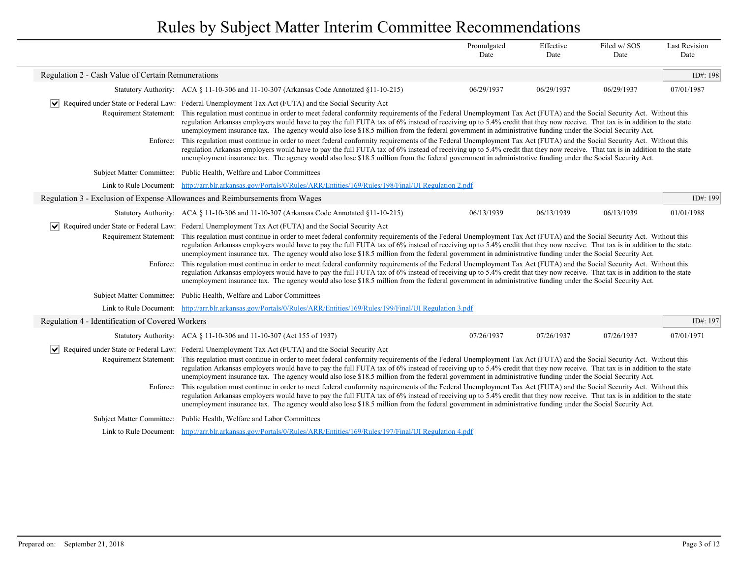# Rules by Subject Matter Interim Committee Recommendations

| | Promulgated Date | Effective Date | Filed w/ SOS Date | Last Revision Date |
|---|---|---|---|---|

## Regulation 2 - Cash Value of Certain Remunerations

ID#: 198

| | Promulgated Date | Effective Date | Filed w/ SOS Date | Last Revision Date |
|---|---|---|---|---|
| Statutory Authority: ACA § 11-10-306 and 11-10-307 (Arkansas Code Annotated §11-10-215) | 06/29/1937 | 06/29/1937 | 06/29/1937 | 07/01/1987 |

☑ Required under State or Federal Law: Federal Unemployment Tax Act (FUTA) and the Social Security Act

Requirement Statement: This regulation must continue in order to meet federal conformity requirements of the Federal Unemployment Tax Act (FUTA) and the Social Security Act. Without this regulation Arkansas employers would have to pay the full FUTA tax of 6% instead of receiving up to 5.4% credit that they now receive. That tax is in addition to the state unemployment insurance tax. The agency would also lose $18.5 million from the federal government in administrative funding under the Social Security Act.

Enforce: This regulation must continue in order to meet federal conformity requirements of the Federal Unemployment Tax Act (FUTA) and the Social Security Act. Without this regulation Arkansas employers would have to pay the full FUTA tax of 6% instead of receiving up to 5.4% credit that they now receive. That tax is in addition to the state unemployment insurance tax. The agency would also lose $18.5 million from the federal government in administrative funding under the Social Security Act.

Subject Matter Committee: Public Health, Welfare and Labor Committees

Link to Rule Document: [http://arr.blr.arkansas.gov/Portals/0/Rules/ARR/Entities/169/Rules/198/Final/UI Regulation 2.pdf](http://arr.blr.arkansas.gov/Portals/0/Rules/ARR/Entities/169/Rules/198/Final/UI Regulation 2.pdf)

## Regulation 3 - Exclusion of Expense Allowances and Reimbursements from Wages

ID#: 199

| | Promulgated Date | Effective Date | Filed w/ SOS Date | Last Revision Date |
|---|---|---|---|---|
| Statutory Authority: ACA § 11-10-306 and 11-10-307 (Arkansas Code Annotated §11-10-215) | 06/13/1939 | 06/13/1939 | 06/13/1939 | 01/01/1988 |

☑ Required under State or Federal Law: Federal Unemployment Tax Act (FUTA) and the Social Security Act

Requirement Statement: This regulation must continue in order to meet federal conformity requirements of the Federal Unemployment Tax Act (FUTA) and the Social Security Act. Without this regulation Arkansas employers would have to pay the full FUTA tax of 6% instead of receiving up to 5.4% credit that they now receive. That tax is in addition to the state unemployment insurance tax. The agency would also lose $18.5 million from the federal government in administrative funding under the Social Security Act.

Enforce: This regulation must continue in order to meet federal conformity requirements of the Federal Unemployment Tax Act (FUTA) and the Social Security Act. Without this regulation Arkansas employers would have to pay the full FUTA tax of 6% instead of receiving up to 5.4% credit that they now receive. That tax is in addition to the state unemployment insurance tax. The agency would also lose $18.5 million from the federal government in administrative funding under the Social Security Act.

Subject Matter Committee: Public Health, Welfare and Labor Committees

Link to Rule Document: [http://arr.blr.arkansas.gov/Portals/0/Rules/ARR/Entities/169/Rules/199/Final/UI Regulation 3.pdf](http://arr.blr.arkansas.gov/Portals/0/Rules/ARR/Entities/169/Rules/199/Final/UI Regulation 3.pdf)

## Regulation 4 - Identification of Covered Workers

ID#: 197

| | Promulgated Date | Effective Date | Filed w/ SOS Date | Last Revision Date |
|---|---|---|---|---|
| Statutory Authority: ACA § 11-10-306 and 11-10-307 (Act 155 of 1937) | 07/26/1937 | 07/26/1937 | 07/26/1937 | 07/01/1971 |

☑ Required under State or Federal Law: Federal Unemployment Tax Act (FUTA) and the Social Security Act

Requirement Statement: This regulation must continue in order to meet federal conformity requirements of the Federal Unemployment Tax Act (FUTA) and the Social Security Act. Without this regulation Arkansas employers would have to pay the full FUTA tax of 6% instead of receiving up to 5.4% credit that they now receive. That tax is in addition to the state unemployment insurance tax. The agency would also lose $18.5 million from the federal government in administrative funding under the Social Security Act.

Enforce: This regulation must continue in order to meet federal conformity requirements of the Federal Unemployment Tax Act (FUTA) and the Social Security Act. Without this regulation Arkansas employers would have to pay the full FUTA tax of 6% instead of receiving up to 5.4% credit that they now receive. That tax is in addition to the state unemployment insurance tax. The agency would also lose $18.5 million from the federal government in administrative funding under the Social Security Act.

Subject Matter Committee: Public Health, Welfare and Labor Committees

Link to Rule Document: [http://arr.blr.arkansas.gov/Portals/0/Rules/ARR/Entities/169/Rules/197/Final/UI Regulation 4.pdf](http://arr.blr.arkansas.gov/Portals/0/Rules/ARR/Entities/169/Rules/197/Final/UI Regulation 4.pdf)

Prepared on: September 21, 2018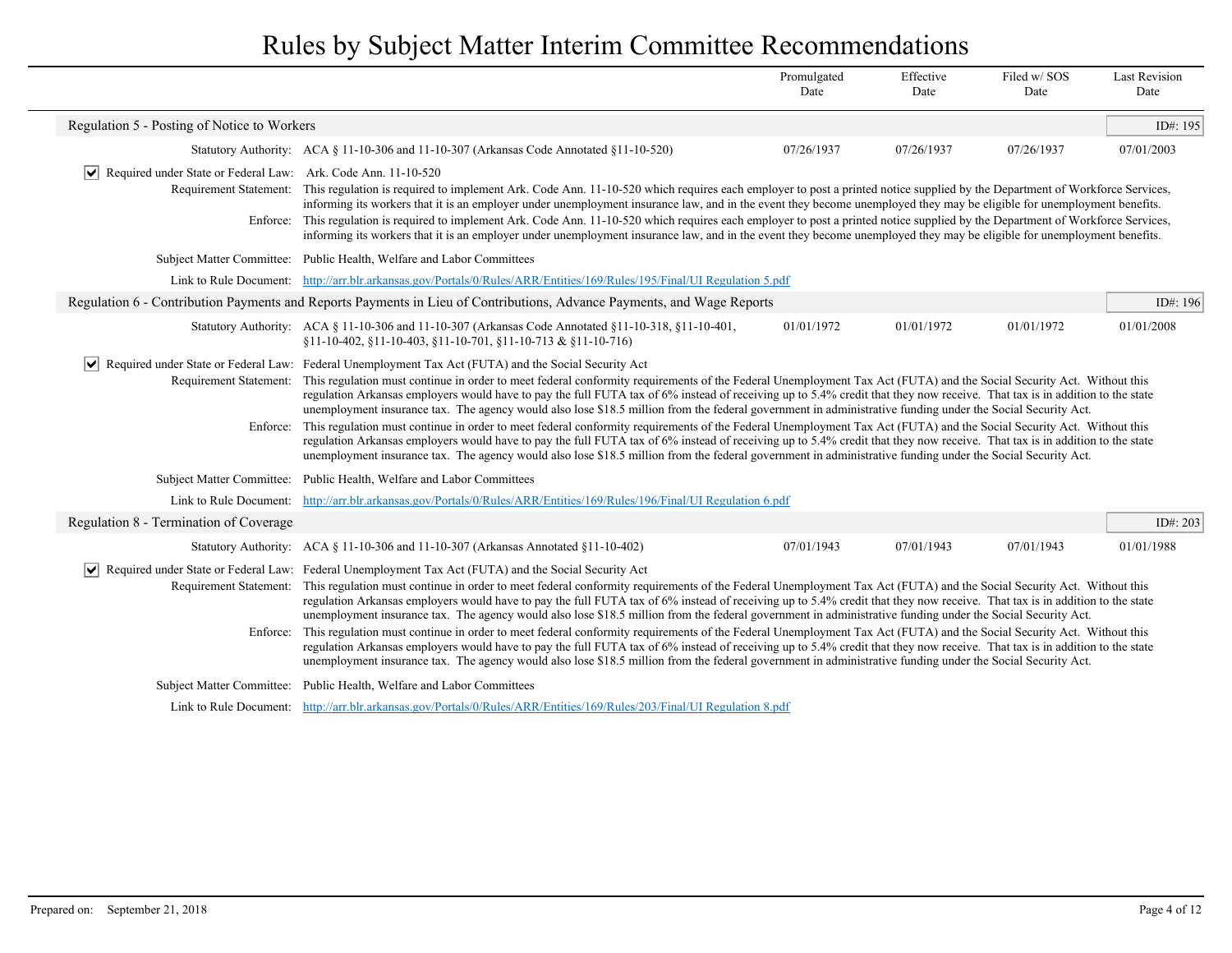# Rules by Subject Matter Interim Committee Recommendations

| | Promulgated Date | Effective Date | Filed w/ SOS Date | Last Revision Date |
|---|---|---|---|---|

## Regulation 5 - Posting of Notice to Workers

ID#: 195

| | Promulgated Date | Effective Date | Filed w/ SOS Date | Last Revision Date |
|---|---|---|---|---|
| **Statutory Authority:** ACA § 11-10-306 and 11-10-307 (Arkansas Code Annotated §11-10-520) | 07/26/1937 | 07/26/1937 | 07/26/1937 | 07/01/2003 |

☑ **Required under State or Federal Law:** Ark. Code Ann. 11-10-520

**Requirement Statement:** This regulation is required to implement Ark. Code Ann. 11-10-520 which requires each employer to post a printed notice supplied by the Department of Workforce Services, informing its workers that it is an employer under unemployment insurance law, and in the event they become unemployed they may be eligible for unemployment benefits.

**Enforce:** This regulation is required to implement Ark. Code Ann. 11-10-520 which requires each employer to post a printed notice supplied by the Department of Workforce Services, informing its workers that it is an employer under unemployment insurance law, and in the event they become unemployed they may be eligible for unemployment benefits.

**Subject Matter Committee:** Public Health, Welfare and Labor Committees

**Link to Rule Document:** [http://arr.blr.arkansas.gov/Portals/0/Rules/ARR/Entities/169/Rules/195/Final/UI Regulation 5.pdf](http://arr.blr.arkansas.gov/Portals/0/Rules/ARR/Entities/169/Rules/195/Final/UI Regulation 5.pdf)

## Regulation 6 - Contribution Payments and Reports Payments in Lieu of Contributions, Advance Payments, and Wage Reports

ID#: 196

| | Promulgated Date | Effective Date | Filed w/ SOS Date | Last Revision Date |
|---|---|---|---|---|
| **Statutory Authority:** ACA § 11-10-306 and 11-10-307 (Arkansas Code Annotated §11-10-318, §11-10-401, §11-10-402, §11-10-403, §11-10-701, §11-10-713 & §11-10-716) | 01/01/1972 | 01/01/1972 | 01/01/1972 | 01/01/2008 |

☑ **Required under State or Federal Law:** Federal Unemployment Tax Act (FUTA) and the Social Security Act

**Requirement Statement:** This regulation must continue in order to meet federal conformity requirements of the Federal Unemployment Tax Act (FUTA) and the Social Security Act. Without this regulation Arkansas employers would have to pay the full FUTA tax of 6% instead of receiving up to 5.4% credit that they now receive. That tax is in addition to the state unemployment insurance tax. The agency would also lose $18.5 million from the federal government in administrative funding under the Social Security Act.

**Enforce:** This regulation must continue in order to meet federal conformity requirements of the Federal Unemployment Tax Act (FUTA) and the Social Security Act. Without this regulation Arkansas employers would have to pay the full FUTA tax of 6% instead of receiving up to 5.4% credit that they now receive. That tax is in addition to the state unemployment insurance tax. The agency would also lose $18.5 million from the federal government in administrative funding under the Social Security Act.

**Subject Matter Committee:** Public Health, Welfare and Labor Committees

**Link to Rule Document:** [http://arr.blr.arkansas.gov/Portals/0/Rules/ARR/Entities/169/Rules/196/Final/UI Regulation 6.pdf](http://arr.blr.arkansas.gov/Portals/0/Rules/ARR/Entities/169/Rules/196/Final/UI Regulation 6.pdf)

## Regulation 8 - Termination of Coverage

ID#: 203

| | Promulgated Date | Effective Date | Filed w/ SOS Date | Last Revision Date |
|---|---|---|---|---|
| **Statutory Authority:** ACA § 11-10-306 and 11-10-307 (Arkansas Annotated §11-10-402) | 07/01/1943 | 07/01/1943 | 07/01/1943 | 01/01/1988 |

☑ **Required under State or Federal Law:** Federal Unemployment Tax Act (FUTA) and the Social Security Act

**Requirement Statement:** This regulation must continue in order to meet federal conformity requirements of the Federal Unemployment Tax Act (FUTA) and the Social Security Act. Without this regulation Arkansas employers would have to pay the full FUTA tax of 6% instead of receiving up to 5.4% credit that they now receive. That tax is in addition to the state unemployment insurance tax. The agency would also lose $18.5 million from the federal government in administrative funding under the Social Security Act.

**Enforce:** This regulation must continue in order to meet federal conformity requirements of the Federal Unemployment Tax Act (FUTA) and the Social Security Act. Without this regulation Arkansas employers would have to pay the full FUTA tax of 6% instead of receiving up to 5.4% credit that they now receive. That tax is in addition to the state unemployment insurance tax. The agency would also lose $18.5 million from the federal government in administrative funding under the Social Security Act.

**Subject Matter Committee:** Public Health, Welfare and Labor Committees

**Link to Rule Document:** [http://arr.blr.arkansas.gov/Portals/0/Rules/ARR/Entities/169/Rules/203/Final/UI Regulation 8.pdf](http://arr.blr.arkansas.gov/Portals/0/Rules/ARR/Entities/169/Rules/203/Final/UI Regulation 8.pdf)

Prepared on: September 21, 2018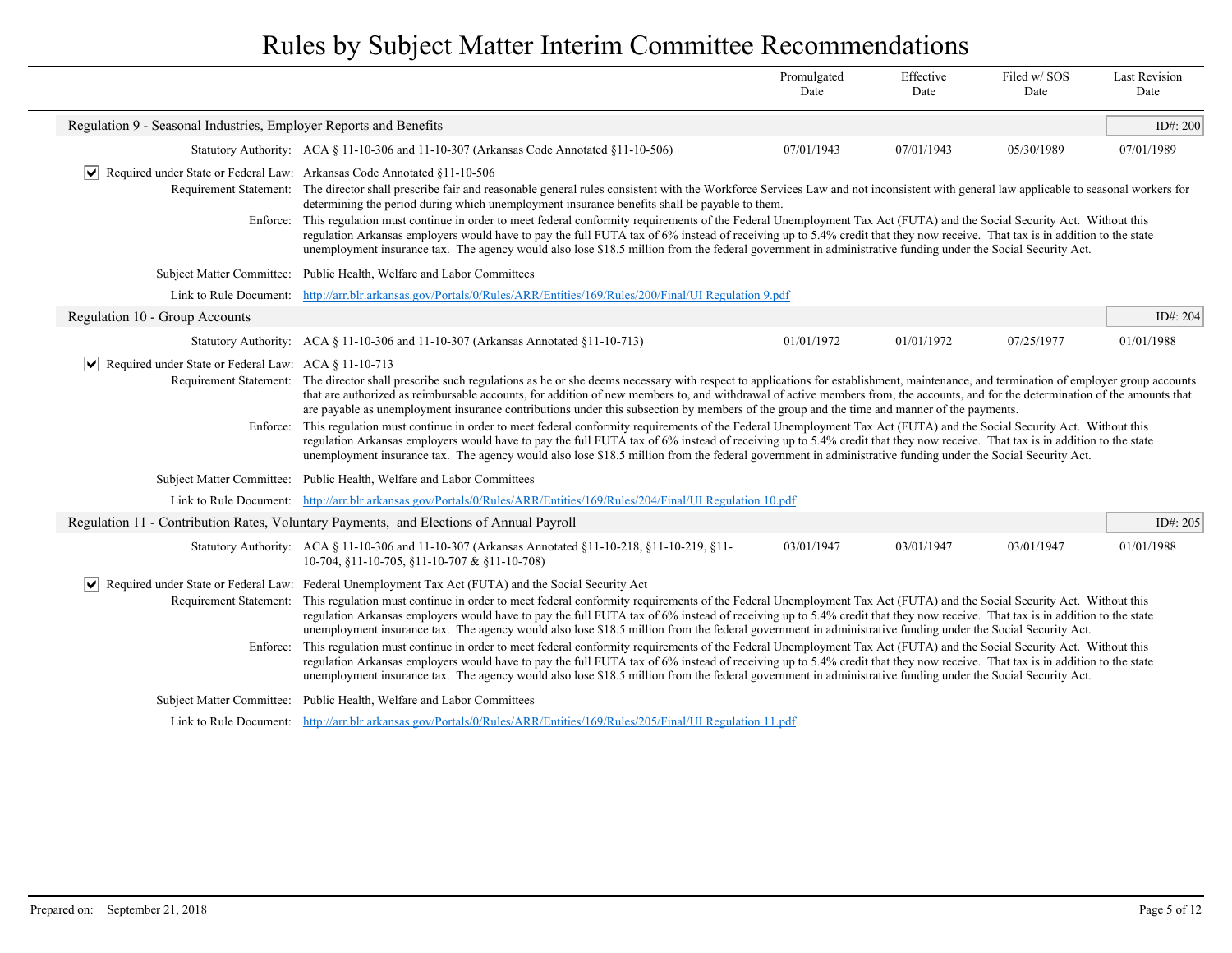# Rules by Subject Matter Interim Committee Recommendations

| | Promulgated Date | Effective Date | Filed w/ SOS Date | Last Revision Date |
|---|---|---|---|---|

## Regulation 9 - Seasonal Industries, Employer Reports and Benefits

ID#: 200

| Statutory Authority: ACA § 11-10-306 and 11-10-307 (Arkansas Code Annotated §11-10-506) | 07/01/1943 | 07/01/1943 | 05/30/1989 | 07/01/1989 |
|---|---|---|---|---|

☑ **Required under State or Federal Law:** Arkansas Code Annotated §11-10-506

**Requirement Statement:** The director shall prescribe fair and reasonable general rules consistent with the Workforce Services Law and not inconsistent with general law applicable to seasonal workers for determining the period during which unemployment insurance benefits shall be payable to them.

**Enforce:** This regulation must continue in order to meet federal conformity requirements of the Federal Unemployment Tax Act (FUTA) and the Social Security Act. Without this regulation Arkansas employers would have to pay the full FUTA tax of 6% instead of receiving up to 5.4% credit that they now receive. That tax is in addition to the state unemployment insurance tax. The agency would also lose $18.5 million from the federal government in administrative funding under the Social Security Act.

**Subject Matter Committee:** Public Health, Welfare and Labor Committees

**Link to Rule Document:** http://arr.blr.arkansas.gov/Portals/0/Rules/ARR/Entities/169/Rules/200/Final/UI Regulation 9.pdf

## Regulation 10 - Group Accounts

ID#: 204

| Statutory Authority: ACA § 11-10-306 and 11-10-307 (Arkansas Annotated §11-10-713) | 01/01/1972 | 01/01/1972 | 07/25/1977 | 01/01/1988 |
|---|---|---|---|---|

☑ **Required under State or Federal Law:** ACA § 11-10-713

**Requirement Statement:** The director shall prescribe such regulations as he or she deems necessary with respect to applications for establishment, maintenance, and termination of employer group accounts that are authorized as reimbursable accounts, for addition of new members to, and withdrawal of active members from, the accounts, and for the determination of the amounts that are payable as unemployment insurance contributions under this subsection by members of the group and the time and manner of the payments.

**Enforce:** This regulation must continue in order to meet federal conformity requirements of the Federal Unemployment Tax Act (FUTA) and the Social Security Act. Without this regulation Arkansas employers would have to pay the full FUTA tax of 6% instead of receiving up to 5.4% credit that they now receive. That tax is in addition to the state unemployment insurance tax. The agency would also lose $18.5 million from the federal government in administrative funding under the Social Security Act.

**Subject Matter Committee:** Public Health, Welfare and Labor Committees

**Link to Rule Document:** http://arr.blr.arkansas.gov/Portals/0/Rules/ARR/Entities/169/Rules/204/Final/UI Regulation 10.pdf

## Regulation 11 - Contribution Rates, Voluntary Payments, and Elections of Annual Payroll

ID#: 205

| Statutory Authority: ACA § 11-10-306 and 11-10-307 (Arkansas Annotated §11-10-218, §11-10-219, §11-10-704, §11-10-705, §11-10-707 & §11-10-708) | 03/01/1947 | 03/01/1947 | 03/01/1947 | 01/01/1988 |
|---|---|---|---|---|

☑ **Required under State or Federal Law:** Federal Unemployment Tax Act (FUTA) and the Social Security Act

**Requirement Statement:** This regulation must continue in order to meet federal conformity requirements of the Federal Unemployment Tax Act (FUTA) and the Social Security Act. Without this regulation Arkansas employers would have to pay the full FUTA tax of 6% instead of receiving up to 5.4% credit that they now receive. That tax is in addition to the state unemployment insurance tax. The agency would also lose $18.5 million from the federal government in administrative funding under the Social Security Act.

**Enforce:** This regulation must continue in order to meet federal conformity requirements of the Federal Unemployment Tax Act (FUTA) and the Social Security Act. Without this regulation Arkansas employers would have to pay the full FUTA tax of 6% instead of receiving up to 5.4% credit that they now receive. That tax is in addition to the state unemployment insurance tax. The agency would also lose $18.5 million from the federal government in administrative funding under the Social Security Act.

**Subject Matter Committee:** Public Health, Welfare and Labor Committees

**Link to Rule Document:** http://arr.blr.arkansas.gov/Portals/0/Rules/ARR/Entities/169/Rules/205/Final/UI Regulation 11.pdf

Prepared on: September 21, 2018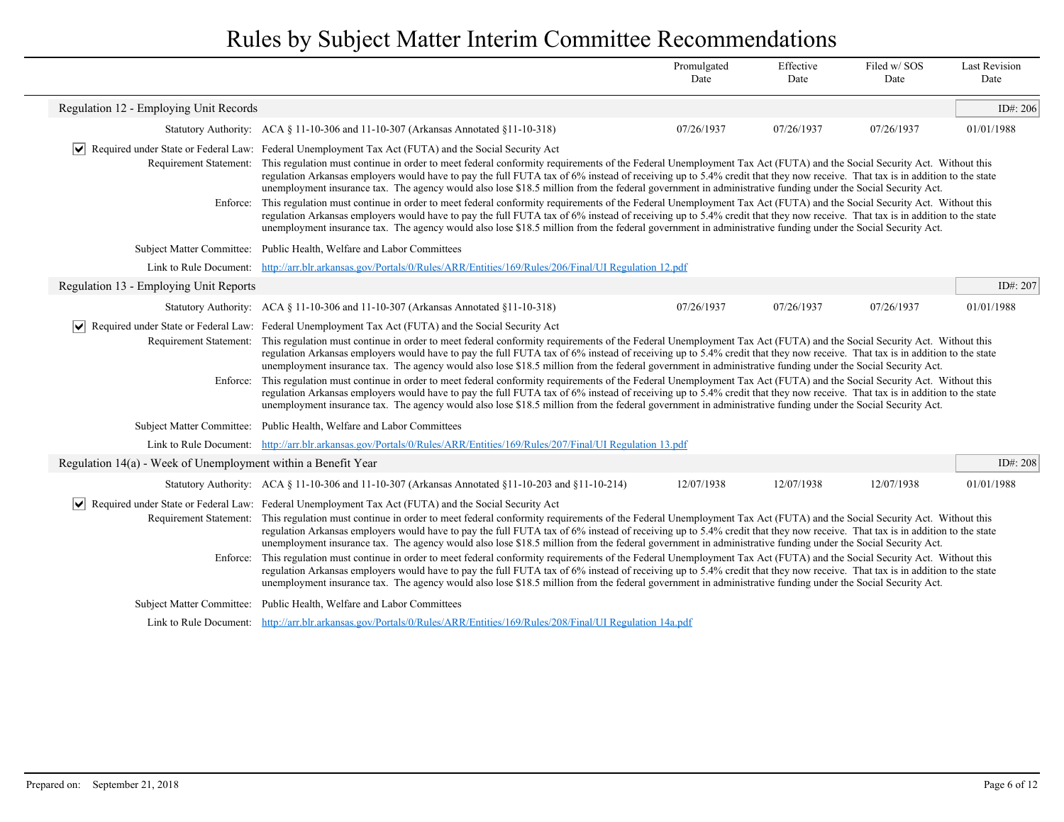# Rules by Subject Matter Interim Committee Recommendations

| | Promulgated Date | Effective Date | Filed w/ SOS Date | Last Revision Date |
|---|---|---|---|---|

## Regulation 12 - Employing Unit Records

ID#: 206

| | | Promulgated Date | Effective Date | Filed w/ SOS Date | Last Revision Date |
|---|---|---|---|---|---|
| Statutory Authority: | ACA § 11-10-306 and 11-10-307 (Arkansas Annotated §11-10-318) | 07/26/1937 | 07/26/1937 | 07/26/1937 | 01/01/1988 |

☑ **Required under State or Federal Law:** Federal Unemployment Tax Act (FUTA) and the Social Security Act

**Requirement Statement:** This regulation must continue in order to meet federal conformity requirements of the Federal Unemployment Tax Act (FUTA) and the Social Security Act. Without this regulation Arkansas employers would have to pay the full FUTA tax of 6% instead of receiving up to 5.4% credit that they now receive. That tax is in addition to the state unemployment insurance tax. The agency would also lose $18.5 million from the federal government in administrative funding under the Social Security Act.

**Enforce:** This regulation must continue in order to meet federal conformity requirements of the Federal Unemployment Tax Act (FUTA) and the Social Security Act. Without this regulation Arkansas employers would have to pay the full FUTA tax of 6% instead of receiving up to 5.4% credit that they now receive. That tax is in addition to the state unemployment insurance tax. The agency would also lose $18.5 million from the federal government in administrative funding under the Social Security Act.

**Subject Matter Committee:** Public Health, Welfare and Labor Committees

**Link to Rule Document:** http://arr.blr.arkansas.gov/Portals/0/Rules/ARR/Entities/169/Rules/206/Final/UI Regulation 12.pdf

## Regulation 13 - Employing Unit Reports

ID#: 207

| | | Promulgated Date | Effective Date | Filed w/ SOS Date | Last Revision Date |
|---|---|---|---|---|---|
| Statutory Authority: | ACA § 11-10-306 and 11-10-307 (Arkansas Annotated §11-10-318) | 07/26/1937 | 07/26/1937 | 07/26/1937 | 01/01/1988 |

☑ **Required under State or Federal Law:** Federal Unemployment Tax Act (FUTA) and the Social Security Act

**Requirement Statement:** This regulation must continue in order to meet federal conformity requirements of the Federal Unemployment Tax Act (FUTA) and the Social Security Act. Without this regulation Arkansas employers would have to pay the full FUTA tax of 6% instead of receiving up to 5.4% credit that they now receive. That tax is in addition to the state unemployment insurance tax. The agency would also lose $18.5 million from the federal government in administrative funding under the Social Security Act.

**Enforce:** This regulation must continue in order to meet federal conformity requirements of the Federal Unemployment Tax Act (FUTA) and the Social Security Act. Without this regulation Arkansas employers would have to pay the full FUTA tax of 6% instead of receiving up to 5.4% credit that they now receive. That tax is in addition to the state unemployment insurance tax. The agency would also lose $18.5 million from the federal government in administrative funding under the Social Security Act.

**Subject Matter Committee:** Public Health, Welfare and Labor Committees

**Link to Rule Document:** http://arr.blr.arkansas.gov/Portals/0/Rules/ARR/Entities/169/Rules/207/Final/UI Regulation 13.pdf

## Regulation 14(a) - Week of Unemployment within a Benefit Year

ID#: 208

| | | Promulgated Date | Effective Date | Filed w/ SOS Date | Last Revision Date |
|---|---|---|---|---|---|
| Statutory Authority: | ACA § 11-10-306 and 11-10-307 (Arkansas Annotated §11-10-203 and §11-10-214) | 12/07/1938 | 12/07/1938 | 12/07/1938 | 01/01/1988 |

☑ **Required under State or Federal Law:** Federal Unemployment Tax Act (FUTA) and the Social Security Act

**Requirement Statement:** This regulation must continue in order to meet federal conformity requirements of the Federal Unemployment Tax Act (FUTA) and the Social Security Act. Without this regulation Arkansas employers would have to pay the full FUTA tax of 6% instead of receiving up to 5.4% credit that they now receive. That tax is in addition to the state unemployment insurance tax. The agency would also lose $18.5 million from the federal government in administrative funding under the Social Security Act.

**Enforce:** This regulation must continue in order to meet federal conformity requirements of the Federal Unemployment Tax Act (FUTA) and the Social Security Act. Without this regulation Arkansas employers would have to pay the full FUTA tax of 6% instead of receiving up to 5.4% credit that they now receive. That tax is in addition to the state unemployment insurance tax. The agency would also lose $18.5 million from the federal government in administrative funding under the Social Security Act.

**Subject Matter Committee:** Public Health, Welfare and Labor Committees

**Link to Rule Document:** http://arr.blr.arkansas.gov/Portals/0/Rules/ARR/Entities/169/Rules/208/Final/UI Regulation 14a.pdf

Prepared on: September 21, 2018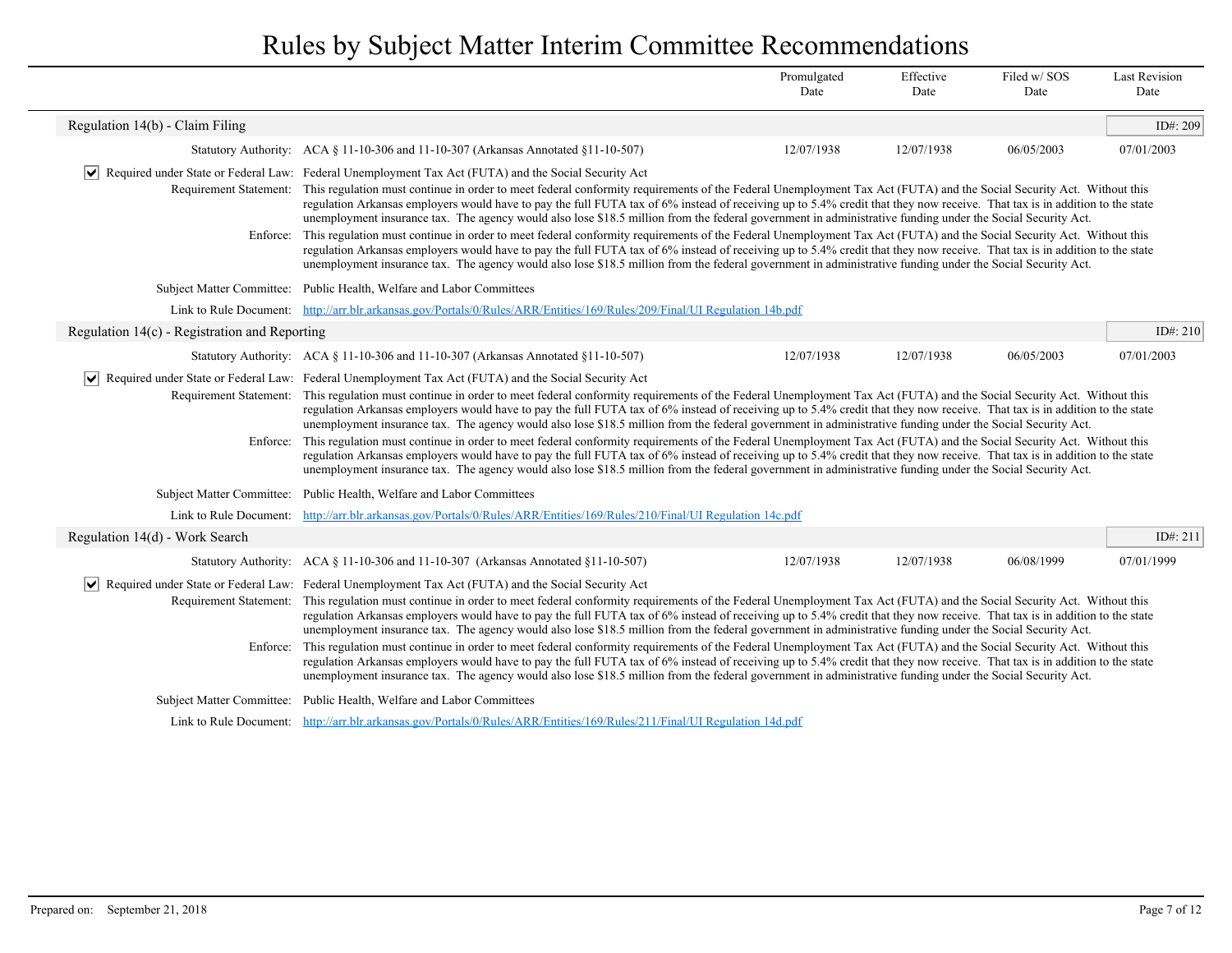# Rules by Subject Matter Interim Committee Recommendations

| | Promulgated Date | Effective Date | Filed w/ SOS Date | Last Revision Date |
|---|---|---|---|---|

## Regulation 14(b) - Claim Filing

ID#: 209

| | | Promulgated Date | Effective Date | Filed w/ SOS Date | Last Revision Date |
|---|---|---|---|---|---|
| Statutory Authority: | ACA § 11-10-306 and 11-10-307 (Arkansas Annotated §11-10-507) | 12/07/1938 | 12/07/1938 | 06/05/2003 | 07/01/2003 |

☑ Required under State or Federal Law: Federal Unemployment Tax Act (FUTA) and the Social Security Act

Requirement Statement: This regulation must continue in order to meet federal conformity requirements of the Federal Unemployment Tax Act (FUTA) and the Social Security Act. Without this regulation Arkansas employers would have to pay the full FUTA tax of 6% instead of receiving up to 5.4% credit that they now receive. That tax is in addition to the state unemployment insurance tax. The agency would also lose $18.5 million from the federal government in administrative funding under the Social Security Act.

Enforce: This regulation must continue in order to meet federal conformity requirements of the Federal Unemployment Tax Act (FUTA) and the Social Security Act. Without this regulation Arkansas employers would have to pay the full FUTA tax of 6% instead of receiving up to 5.4% credit that they now receive. That tax is in addition to the state unemployment insurance tax. The agency would also lose $18.5 million from the federal government in administrative funding under the Social Security Act.

Subject Matter Committee: Public Health, Welfare and Labor Committees

Link to Rule Document: http://arr.blr.arkansas.gov/Portals/0/Rules/ARR/Entities/169/Rules/209/Final/UI Regulation 14b.pdf

## Regulation 14(c) - Registration and Reporting

ID#: 210

| | | Promulgated Date | Effective Date | Filed w/ SOS Date | Last Revision Date |
|---|---|---|---|---|---|
| Statutory Authority: | ACA § 11-10-306 and 11-10-307 (Arkansas Annotated §11-10-507) | 12/07/1938 | 12/07/1938 | 06/05/2003 | 07/01/2003 |

☑ Required under State or Federal Law: Federal Unemployment Tax Act (FUTA) and the Social Security Act

Requirement Statement: This regulation must continue in order to meet federal conformity requirements of the Federal Unemployment Tax Act (FUTA) and the Social Security Act. Without this regulation Arkansas employers would have to pay the full FUTA tax of 6% instead of receiving up to 5.4% credit that they now receive. That tax is in addition to the state unemployment insurance tax. The agency would also lose $18.5 million from the federal government in administrative funding under the Social Security Act.

Enforce: This regulation must continue in order to meet federal conformity requirements of the Federal Unemployment Tax Act (FUTA) and the Social Security Act. Without this regulation Arkansas employers would have to pay the full FUTA tax of 6% instead of receiving up to 5.4% credit that they now receive. That tax is in addition to the state unemployment insurance tax. The agency would also lose $18.5 million from the federal government in administrative funding under the Social Security Act.

Subject Matter Committee: Public Health, Welfare and Labor Committees

Link to Rule Document: http://arr.blr.arkansas.gov/Portals/0/Rules/ARR/Entities/169/Rules/210/Final/UI Regulation 14c.pdf

## Regulation 14(d) - Work Search

ID#: 211

| | | Promulgated Date | Effective Date | Filed w/ SOS Date | Last Revision Date |
|---|---|---|---|---|---|
| Statutory Authority: | ACA § 11-10-306 and 11-10-307 (Arkansas Annotated §11-10-507) | 12/07/1938 | 12/07/1938 | 06/08/1999 | 07/01/1999 |

☑ Required under State or Federal Law: Federal Unemployment Tax Act (FUTA) and the Social Security Act

Requirement Statement: This regulation must continue in order to meet federal conformity requirements of the Federal Unemployment Tax Act (FUTA) and the Social Security Act. Without this regulation Arkansas employers would have to pay the full FUTA tax of 6% instead of receiving up to 5.4% credit that they now receive. That tax is in addition to the state unemployment insurance tax. The agency would also lose $18.5 million from the federal government in administrative funding under the Social Security Act.

Enforce: This regulation must continue in order to meet federal conformity requirements of the Federal Unemployment Tax Act (FUTA) and the Social Security Act. Without this regulation Arkansas employers would have to pay the full FUTA tax of 6% instead of receiving up to 5.4% credit that they now receive. That tax is in addition to the state unemployment insurance tax. The agency would also lose $18.5 million from the federal government in administrative funding under the Social Security Act.

Subject Matter Committee: Public Health, Welfare and Labor Committees

Link to Rule Document: http://arr.blr.arkansas.gov/Portals/0/Rules/ARR/Entities/169/Rules/211/Final/UI Regulation 14d.pdf

Prepared on: September 21, 2018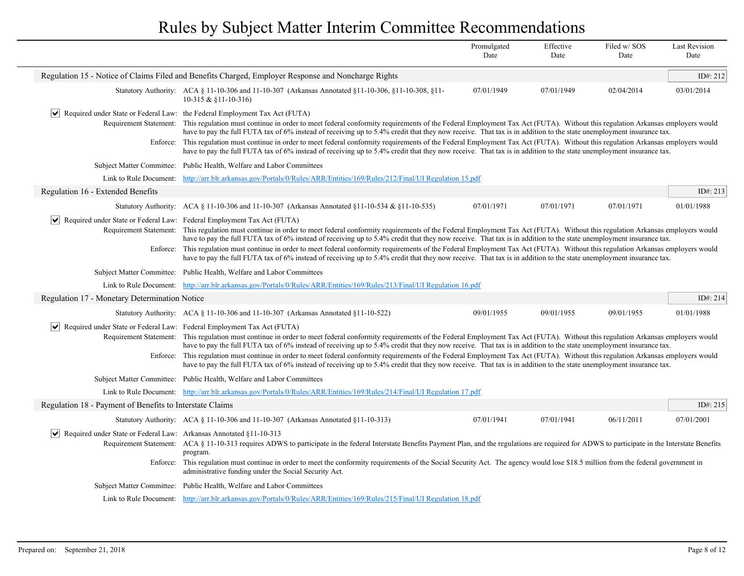# Rules by Subject Matter Interim Committee Recommendations

## Regulation 15 - Notice of Claims Filed and Benefits Charged, Employer Response and Noncharge Rights

ID#: 212

| Statutory Authority | Promulgated Date | Effective Date | Filed w/ SOS Date | Last Revision Date |
|---|---|---|---|---|
| ACA § 11-10-306 and 11-10-307 (Arkansas Annotated §11-10-306, §11-10-308, §11-10-315 & §11-10-316) | 07/01/1949 | 07/01/1949 | 02/04/2014 | 03/01/2014 |

☑ **Required under State or Federal Law:** the Federal Employment Tax Act (FUTA)

**Requirement Statement:** This regulation must continue in order to meet federal conformity requirements of the Federal Employment Tax Act (FUTA). Without this regulation Arkansas employers would have to pay the full FUTA tax of 6% instead of receiving up to 5.4% credit that they now receive. That tax is in addition to the state unemployment insurance tax.

**Enforce:** This regulation must continue in order to meet federal conformity requirements of the Federal Employment Tax Act (FUTA). Without this regulation Arkansas employers would have to pay the full FUTA tax of 6% instead of receiving up to 5.4% credit that they now receive. That tax is in addition to the state unemployment insurance tax.

**Subject Matter Committee:** Public Health, Welfare and Labor Committees

**Link to Rule Document:** [http://arr.blr.arkansas.gov/Portals/0/Rules/ARR/Entities/169/Rules/212/Final/UI Regulation 15.pdf](http://arr.blr.arkansas.gov/Portals/0/Rules/ARR/Entities/169/Rules/212/Final/UI Regulation 15.pdf)

## Regulation 16 - Extended Benefits

ID#: 213

| Statutory Authority | Promulgated Date | Effective Date | Filed w/ SOS Date | Last Revision Date |
|---|---|---|---|---|
| ACA § 11-10-306 and 11-10-307 (Arkansas Annotated §11-10-534 & §11-10-535) | 07/01/1971 | 07/01/1971 | 07/01/1971 | 01/01/1988 |

☑ **Required under State or Federal Law:** Federal Employment Tax Act (FUTA)

**Requirement Statement:** This regulation must continue in order to meet federal conformity requirements of the Federal Employment Tax Act (FUTA). Without this regulation Arkansas employers would have to pay the full FUTA tax of 6% instead of receiving up to 5.4% credit that they now receive. That tax is in addition to the state unemployment insurance tax.

**Enforce:** This regulation must continue in order to meet federal conformity requirements of the Federal Employment Tax Act (FUTA). Without this regulation Arkansas employers would have to pay the full FUTA tax of 6% instead of receiving up to 5.4% credit that they now receive. That tax is in addition to the state unemployment insurance tax.

**Subject Matter Committee:** Public Health, Welfare and Labor Committees

**Link to Rule Document:** [http://arr.blr.arkansas.gov/Portals/0/Rules/ARR/Entities/169/Rules/213/Final/UI Regulation 16.pdf](http://arr.blr.arkansas.gov/Portals/0/Rules/ARR/Entities/169/Rules/213/Final/UI Regulation 16.pdf)

## Regulation 17 - Monetary Determination Notice

ID#: 214

| Statutory Authority | Promulgated Date | Effective Date | Filed w/ SOS Date | Last Revision Date |
|---|---|---|---|---|
| ACA § 11-10-306 and 11-10-307 (Arkansas Annotated §11-10-522) | 09/01/1955 | 09/01/1955 | 09/01/1955 | 01/01/1988 |

☑ **Required under State or Federal Law:** Federal Employment Tax Act (FUTA)

**Requirement Statement:** This regulation must continue in order to meet federal conformity requirements of the Federal Employment Tax Act (FUTA). Without this regulation Arkansas employers would have to pay the full FUTA tax of 6% instead of receiving up to 5.4% credit that they now receive. That tax is in addition to the state unemployment insurance tax.

**Enforce:** This regulation must continue in order to meet federal conformity requirements of the Federal Employment Tax Act (FUTA). Without this regulation Arkansas employers would have to pay the full FUTA tax of 6% instead of receiving up to 5.4% credit that they now receive. That tax is in addition to the state unemployment insurance tax.

**Subject Matter Committee:** Public Health, Welfare and Labor Committees

**Link to Rule Document:** [http://arr.blr.arkansas.gov/Portals/0/Rules/ARR/Entities/169/Rules/214/Final/UI Regulation 17.pdf](http://arr.blr.arkansas.gov/Portals/0/Rules/ARR/Entities/169/Rules/214/Final/UI Regulation 17.pdf)

## Regulation 18 - Payment of Benefits to Interstate Claims

ID#: 215

| Statutory Authority | Promulgated Date | Effective Date | Filed w/ SOS Date | Last Revision Date |
|---|---|---|---|---|
| ACA § 11-10-306 and 11-10-307 (Arkansas Annotated §11-10-313) | 07/01/1941 | 07/01/1941 | 06/11/2011 | 07/01/2001 |

☑ **Required under State or Federal Law:** Arkansas Annotated §11-10-313

**Requirement Statement:** ACA § 11-10-313 requires ADWS to participate in the federal Interstate Benefits Payment Plan, and the regulations are required for ADWS to participate in the Interstate Benefits program.

**Enforce:** This regulation must continue in order to meet the conformity requirements of the Social Security Act. The agency would lose $18.5 million from the federal government in administrative funding under the Social Security Act.

**Subject Matter Committee:** Public Health, Welfare and Labor Committees

**Link to Rule Document:** [http://arr.blr.arkansas.gov/Portals/0/Rules/ARR/Entities/169/Rules/215/Final/UI Regulation 18.pdf](http://arr.blr.arkansas.gov/Portals/0/Rules/ARR/Entities/169/Rules/215/Final/UI Regulation 18.pdf)

Prepared on: September 21, 2018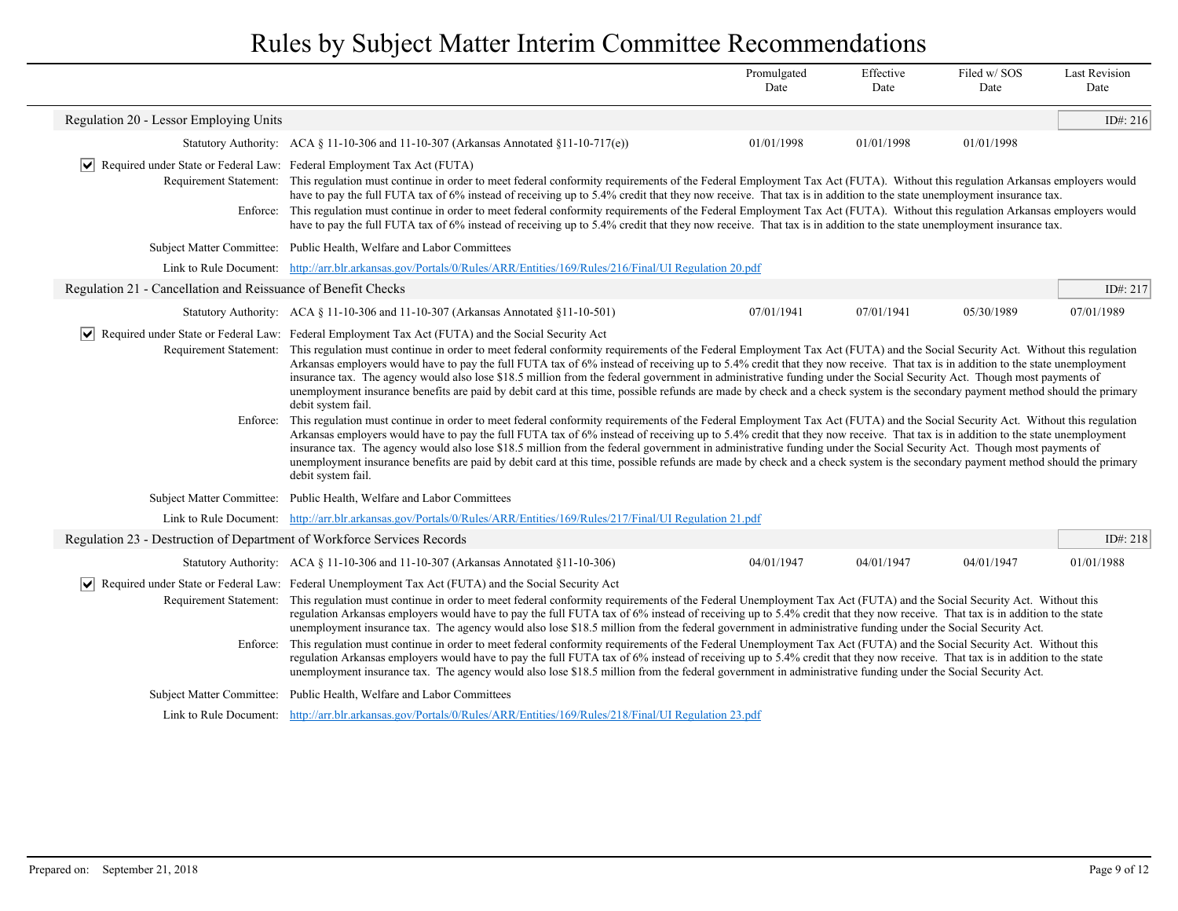# Rules by Subject Matter Interim Committee Recommendations

| | Promulgated Date | Effective Date | Filed w/ SOS Date | Last Revision Date |
|---|---|---|---|---|

## Regulation 20 - Lessor Employing Units

ID#: 216

| | Promulgated Date | Effective Date | Filed w/ SOS Date | Last Revision Date |
|---|---|---|---|---|
| Statutory Authority: ACA § 11-10-306 and 11-10-307 (Arkansas Annotated §11-10-717(e)) | 01/01/1998 | 01/01/1998 | 01/01/1998 | |

☑ Required under State or Federal Law: Federal Employment Tax Act (FUTA)

Requirement Statement: This regulation must continue in order to meet federal conformity requirements of the Federal Employment Tax Act (FUTA). Without this regulation Arkansas employers would have to pay the full FUTA tax of 6% instead of receiving up to 5.4% credit that they now receive. That tax is in addition to the state unemployment insurance tax.

Enforce: This regulation must continue in order to meet federal conformity requirements of the Federal Employment Tax Act (FUTA). Without this regulation Arkansas employers would have to pay the full FUTA tax of 6% instead of receiving up to 5.4% credit that they now receive. That tax is in addition to the state unemployment insurance tax.

Subject Matter Committee: Public Health, Welfare and Labor Committees

Link to Rule Document: [http://arr.blr.arkansas.gov/Portals/0/Rules/ARR/Entities/169/Rules/216/Final/UI Regulation 20.pdf](http://arr.blr.arkansas.gov/Portals/0/Rules/ARR/Entities/169/Rules/216/Final/UI Regulation 20.pdf)

## Regulation 21 - Cancellation and Reissuance of Benefit Checks

ID#: 217

| | Promulgated Date | Effective Date | Filed w/ SOS Date | Last Revision Date |
|---|---|---|---|---|
| Statutory Authority: ACA § 11-10-306 and 11-10-307 (Arkansas Annotated §11-10-501) | 07/01/1941 | 07/01/1941 | 05/30/1989 | 07/01/1989 |

☑ Required under State or Federal Law: Federal Employment Tax Act (FUTA) and the Social Security Act

Requirement Statement: This regulation must continue in order to meet federal conformity requirements of the Federal Employment Tax Act (FUTA) and the Social Security Act. Without this regulation Arkansas employers would have to pay the full FUTA tax of 6% instead of receiving up to 5.4% credit that they now receive. That tax is in addition to the state unemployment insurance tax. The agency would also lose $18.5 million from the federal government in administrative funding under the Social Security Act. Though most payments of unemployment insurance benefits are paid by debit card at this time, possible refunds are made by check and a check system is the secondary payment method should the primary debit system fail.

Enforce: This regulation must continue in order to meet federal conformity requirements of the Federal Employment Tax Act (FUTA) and the Social Security Act. Without this regulation Arkansas employers would have to pay the full FUTA tax of 6% instead of receiving up to 5.4% credit that they now receive. That tax is in addition to the state unemployment insurance tax. The agency would also lose $18.5 million from the federal government in administrative funding under the Social Security Act. Though most payments of unemployment insurance benefits are paid by debit card at this time, possible refunds are made by check and a check system is the secondary payment method should the primary debit system fail.

Subject Matter Committee: Public Health, Welfare and Labor Committees

Link to Rule Document: [http://arr.blr.arkansas.gov/Portals/0/Rules/ARR/Entities/169/Rules/217/Final/UI Regulation 21.pdf](http://arr.blr.arkansas.gov/Portals/0/Rules/ARR/Entities/169/Rules/217/Final/UI Regulation 21.pdf)

## Regulation 23 - Destruction of Department of Workforce Services Records

ID#: 218

| | Promulgated Date | Effective Date | Filed w/ SOS Date | Last Revision Date |
|---|---|---|---|---|
| Statutory Authority: ACA § 11-10-306 and 11-10-307 (Arkansas Annotated §11-10-306) | 04/01/1947 | 04/01/1947 | 04/01/1947 | 01/01/1988 |

☑ Required under State or Federal Law: Federal Unemployment Tax Act (FUTA) and the Social Security Act

Requirement Statement: This regulation must continue in order to meet federal conformity requirements of the Federal Unemployment Tax Act (FUTA) and the Social Security Act. Without this regulation Arkansas employers would have to pay the full FUTA tax of 6% instead of receiving up to 5.4% credit that they now receive. That tax is in addition to the state unemployment insurance tax. The agency would also lose $18.5 million from the federal government in administrative funding under the Social Security Act.

Enforce: This regulation must continue in order to meet federal conformity requirements of the Federal Unemployment Tax Act (FUTA) and the Social Security Act. Without this regulation Arkansas employers would have to pay the full FUTA tax of 6% instead of receiving up to 5.4% credit that they now receive. That tax is in addition to the state unemployment insurance tax. The agency would also lose $18.5 million from the federal government in administrative funding under the Social Security Act.

Subject Matter Committee: Public Health, Welfare and Labor Committees

Link to Rule Document: [http://arr.blr.arkansas.gov/Portals/0/Rules/ARR/Entities/169/Rules/218/Final/UI Regulation 23.pdf](http://arr.blr.arkansas.gov/Portals/0/Rules/ARR/Entities/169/Rules/218/Final/UI Regulation 23.pdf)

Prepared on: September 21, 2018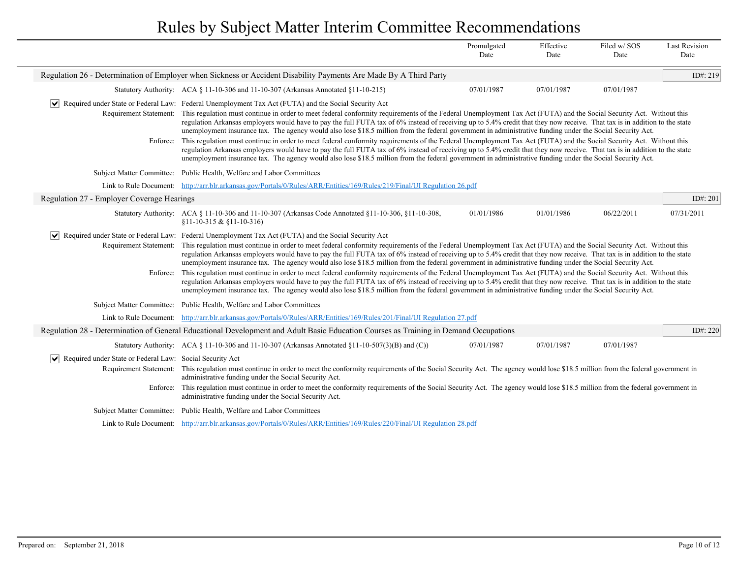# Rules by Subject Matter Interim Committee Recommendations

| | Promulgated Date | Effective Date | Filed w/ SOS Date | Last Revision Date |
|---|---|---|---|---|

## Regulation 26 - Determination of Employer when Sickness or Accident Disability Payments Are Made By A Third Party

ID#: 219

| | | Promulgated Date | Effective Date | Filed w/ SOS Date | Last Revision Date |
|---|---|---|---|---|---|
| Statutory Authority: | ACA § 11-10-306 and 11-10-307 (Arkansas Annotated §11-10-215) | 07/01/1987 | 07/01/1987 | 07/01/1987 | |

☑ **Required under State or Federal Law:** Federal Unemployment Tax Act (FUTA) and the Social Security Act

**Requirement Statement:** This regulation must continue in order to meet federal conformity requirements of the Federal Unemployment Tax Act (FUTA) and the Social Security Act. Without this regulation Arkansas employers would have to pay the full FUTA tax of 6% instead of receiving up to 5.4% credit that they now receive. That tax is in addition to the state unemployment insurance tax. The agency would also lose $18.5 million from the federal government in administrative funding under the Social Security Act.

**Enforce:** This regulation must continue in order to meet federal conformity requirements of the Federal Unemployment Tax Act (FUTA) and the Social Security Act. Without this regulation Arkansas employers would have to pay the full FUTA tax of 6% instead of receiving up to 5.4% credit that they now receive. That tax is in addition to the state unemployment insurance tax. The agency would also lose $18.5 million from the federal government in administrative funding under the Social Security Act.

**Subject Matter Committee:** Public Health, Welfare and Labor Committees

**Link to Rule Document:** http://arr.blr.arkansas.gov/Portals/0/Rules/ARR/Entities/169/Rules/219/Final/UI Regulation 26.pdf

## Regulation 27 - Employer Coverage Hearings

ID#: 201

| | | Promulgated Date | Effective Date | Filed w/ SOS Date | Last Revision Date |
|---|---|---|---|---|---|
| Statutory Authority: | ACA § 11-10-306 and 11-10-307 (Arkansas Code Annotated §11-10-306, §11-10-308, §11-10-315 & §11-10-316) | 01/01/1986 | 01/01/1986 | 06/22/2011 | 07/31/2011 |

☑ **Required under State or Federal Law:** Federal Unemployment Tax Act (FUTA) and the Social Security Act

**Requirement Statement:** This regulation must continue in order to meet federal conformity requirements of the Federal Unemployment Tax Act (FUTA) and the Social Security Act. Without this regulation Arkansas employers would have to pay the full FUTA tax of 6% instead of receiving up to 5.4% credit that they now receive. That tax is in addition to the state unemployment insurance tax. The agency would also lose $18.5 million from the federal government in administrative funding under the Social Security Act.

**Enforce:** This regulation must continue in order to meet federal conformity requirements of the Federal Unemployment Tax Act (FUTA) and the Social Security Act. Without this regulation Arkansas employers would have to pay the full FUTA tax of 6% instead of receiving up to 5.4% credit that they now receive. That tax is in addition to the state unemployment insurance tax. The agency would also lose $18.5 million from the federal government in administrative funding under the Social Security Act.

**Subject Matter Committee:** Public Health, Welfare and Labor Committees

**Link to Rule Document:** http://arr.blr.arkansas.gov/Portals/0/Rules/ARR/Entities/169/Rules/201/Final/UI Regulation 27.pdf

## Regulation 28 - Determination of General Educational Development and Adult Basic Education Courses as Training in Demand Occupations

ID#: 220

| | | Promulgated Date | Effective Date | Filed w/ SOS Date | Last Revision Date |
|---|---|---|---|---|---|
| Statutory Authority: | ACA § 11-10-306 and 11-10-307 (Arkansas Annotated §11-10-507(3)(B) and (C)) | 07/01/1987 | 07/01/1987 | 07/01/1987 | |

☑ **Required under State or Federal Law:** Social Security Act

**Requirement Statement:** This regulation must continue in order to meet the conformity requirements of the Social Security Act. The agency would lose $18.5 million from the federal government in administrative funding under the Social Security Act.

**Enforce:** This regulation must continue in order to meet the conformity requirements of the Social Security Act. The agency would lose $18.5 million from the federal government in administrative funding under the Social Security Act.

**Subject Matter Committee:** Public Health, Welfare and Labor Committees

**Link to Rule Document:** http://arr.blr.arkansas.gov/Portals/0/Rules/ARR/Entities/169/Rules/220/Final/UI Regulation 28.pdf

Prepared on: September 21, 2018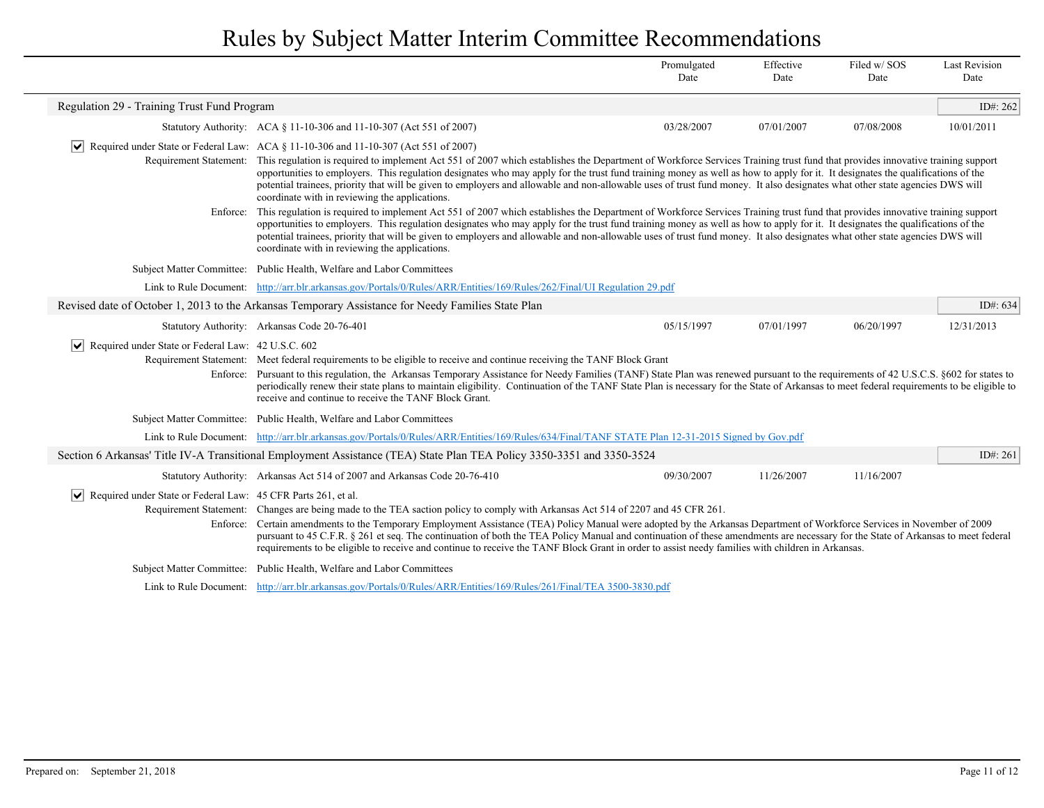# Rules by Subject Matter Interim Committee Recommendations

| | Promulgated Date | Effective Date | Filed w/ SOS Date | Last Revision Date |
|---|---|---|---|---|

## Regulation 29 - Training Trust Fund Program

ID#: 262

| | Promulgated Date | Effective Date | Filed w/ SOS Date | Last Revision Date |
|---|---|---|---|---|
| **Statutory Authority:** ACA § 11-10-306 and 11-10-307 (Act 551 of 2007) | 03/28/2007 | 07/01/2007 | 07/08/2008 | 10/01/2011 |

☑ **Required under State or Federal Law:** ACA § 11-10-306 and 11-10-307 (Act 551 of 2007)

**Requirement Statement:** This regulation is required to implement Act 551 of 2007 which establishes the Department of Workforce Services Training trust fund that provides innovative training support opportunities to employers. This regulation designates who may apply for the trust fund training money as well as how to apply for it. It designates the qualifications of the potential trainees, priority that will be given to employers and allowable and non-allowable uses of trust fund money. It also designates what other state agencies DWS will coordinate with in reviewing the applications.

**Enforce:** This regulation is required to implement Act 551 of 2007 which establishes the Department of Workforce Services Training trust fund that provides innovative training support opportunities to employers. This regulation designates who may apply for the trust fund training money as well as how to apply for it. It designates the qualifications of the potential trainees, priority that will be given to employers and allowable and non-allowable uses of trust fund money. It also designates what other state agencies DWS will coordinate with in reviewing the applications.

**Subject Matter Committee:** Public Health, Welfare and Labor Committees

**Link to Rule Document:** [http://arr.blr.arkansas.gov/Portals/0/Rules/ARR/Entities/169/Rules/262/Final/UI Regulation 29.pdf](http://arr.blr.arkansas.gov/Portals/0/Rules/ARR/Entities/169/Rules/262/Final/UI Regulation 29.pdf)

## Revised date of October 1, 2013 to the Arkansas Temporary Assistance for Needy Families State Plan

ID#: 634

| | Promulgated Date | Effective Date | Filed w/ SOS Date | Last Revision Date |
|---|---|---|---|---|
| **Statutory Authority:** Arkansas Code 20-76-401 | 05/15/1997 | 07/01/1997 | 06/20/1997 | 12/31/2013 |

☑ **Required under State or Federal Law:** 42 U.S.C. 602

**Requirement Statement:** Meet federal requirements to be eligible to receive and continue receiving the TANF Block Grant

**Enforce:** Pursuant to this regulation, the Arkansas Temporary Assistance for Needy Families (TANF) State Plan was renewed pursuant to the requirements of 42 U.S.C.S. §602 for states to periodically renew their state plans to maintain eligibility. Continuation of the TANF State Plan is necessary for the State of Arkansas to meet federal requirements to be eligible to receive and continue to receive the TANF Block Grant.

**Subject Matter Committee:** Public Health, Welfare and Labor Committees

**Link to Rule Document:** [http://arr.blr.arkansas.gov/Portals/0/Rules/ARR/Entities/169/Rules/634/Final/TANF STATE Plan 12-31-2015 Signed by Gov.pdf](http://arr.blr.arkansas.gov/Portals/0/Rules/ARR/Entities/169/Rules/634/Final/TANF STATE Plan 12-31-2015 Signed by Gov.pdf)

## Section 6 Arkansas' Title IV-A Transitional Employment Assistance (TEA) State Plan TEA Policy 3350-3351 and 3350-3524

ID#: 261

| | Promulgated Date | Effective Date | Filed w/ SOS Date | Last Revision Date |
|---|---|---|---|---|
| **Statutory Authority:** Arkansas Act 514 of 2007 and Arkansas Code 20-76-410 | 09/30/2007 | 11/26/2007 | 11/16/2007 | |

☑ **Required under State or Federal Law:** 45 CFR Parts 261, et al.

**Requirement Statement:** Changes are being made to the TEA saction policy to comply with Arkansas Act 514 of 2207 and 45 CFR 261.

**Enforce:** Certain amendments to the Temporary Employment Assistance (TEA) Policy Manual were adopted by the Arkansas Department of Workforce Services in November of 2009 pursuant to 45 C.F.R. § 261 et seq. The continuation of both the TEA Policy Manual and continuation of these amendments are necessary for the State of Arkansas to meet federal requirements to be eligible to receive and continue to receive the TANF Block Grant in order to assist needy families with children in Arkansas.

**Subject Matter Committee:** Public Health, Welfare and Labor Committees

**Link to Rule Document:** [http://arr.blr.arkansas.gov/Portals/0/Rules/ARR/Entities/169/Rules/261/Final/TEA 3500-3830.pdf](http://arr.blr.arkansas.gov/Portals/0/Rules/ARR/Entities/169/Rules/261/Final/TEA 3500-3830.pdf)

Prepared on: September 21, 2018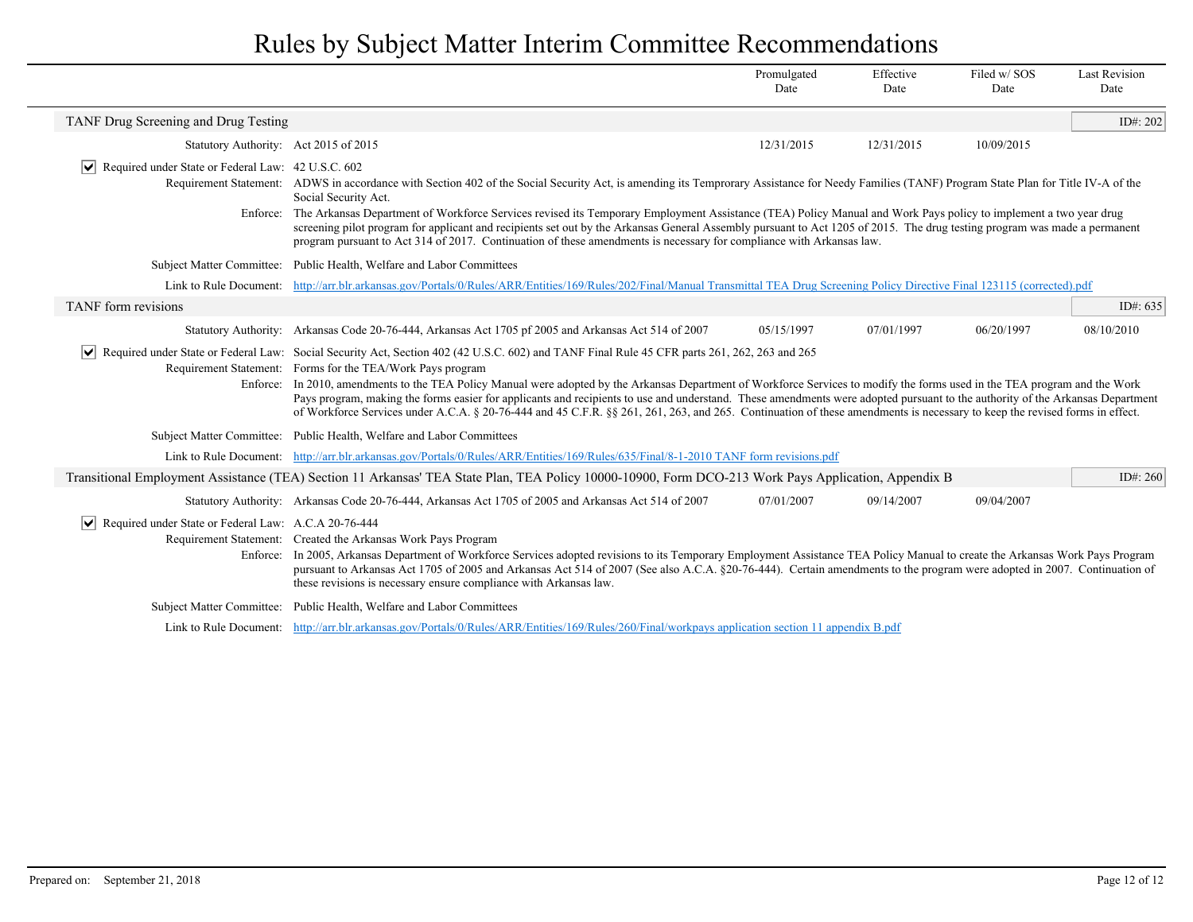# Rules by Subject Matter Interim Committee Recommendations

| | | Promulgated Date | Effective Date | Filed w/ SOS Date | Last Revision Date |
|---|---|---|---|---|---|

## TANF Drug Screening and Drug Testing

ID#: 202

| | | Promulgated Date | Effective Date | Filed w/ SOS Date | Last Revision Date |
|---|---|---|---|---|---|
| Statutory Authority: | Act 2015 of 2015 | 12/31/2015 | 12/31/2015 | 10/09/2015 | |

☑ Required under State or Federal Law: 42 U.S.C. 602

Requirement Statement: ADWS in accordance with Section 402 of the Social Security Act, is amending its Temprorary Assistance for Needy Families (TANF) Program State Plan for Title IV-A of the Social Security Act.

Enforce: The Arkansas Department of Workforce Services revised its Temporary Employment Assistance (TEA) Policy Manual and Work Pays policy to implement a two year drug screening pilot program for applicant and recipients set out by the Arkansas General Assembly pursuant to Act 1205 of 2015. The drug testing program was made a permanent program pursuant to Act 314 of 2017. Continuation of these amendments is necessary for compliance with Arkansas law.

Subject Matter Committee: Public Health, Welfare and Labor Committees

Link to Rule Document: http://arr.blr.arkansas.gov/Portals/0/Rules/ARR/Entities/169/Rules/202/Final/Manual Transmittal TEA Drug Screening Policy Directive Final 123115 (corrected).pdf

## TANF form revisions

ID#: 635

| | | Promulgated Date | Effective Date | Filed w/ SOS Date | Last Revision Date |
|---|---|---|---|---|---|
| Statutory Authority: | Arkansas Code 20-76-444, Arkansas Act 1705 pf 2005 and Arkansas Act 514 of 2007 | 05/15/1997 | 07/01/1997 | 06/20/1997 | 08/10/2010 |

☑ Required under State or Federal Law: Social Security Act, Section 402 (42 U.S.C. 602) and TANF Final Rule 45 CFR parts 261, 262, 263 and 265

Requirement Statement: Forms for the TEA/Work Pays program

Enforce: In 2010, amendments to the TEA Policy Manual were adopted by the Arkansas Department of Workforce Services to modify the forms used in the TEA program and the Work Pays program, making the forms easier for applicants and recipients to use and understand. These amendments were adopted pursuant to the authority of the Arkansas Department of Workforce Services under A.C.A. § 20-76-444 and 45 C.F.R. §§ 261, 261, 263, and 265. Continuation of these amendments is necessary to keep the revised forms in effect.

Subject Matter Committee: Public Health, Welfare and Labor Committees

Link to Rule Document: http://arr.blr.arkansas.gov/Portals/0/Rules/ARR/Entities/169/Rules/635/Final/8-1-2010 TANF form revisions.pdf

## Transitional Employment Assistance (TEA) Section 11 Arkansas' TEA State Plan, TEA Policy 10000-10900, Form DCO-213 Work Pays Application, Appendix B

ID#: 260

| | | Promulgated Date | Effective Date | Filed w/ SOS Date | Last Revision Date |
|---|---|---|---|---|---|
| Statutory Authority: | Arkansas Code 20-76-444, Arkansas Act 1705 of 2005 and Arkansas Act 514 of 2007 | 07/01/2007 | 09/14/2007 | 09/04/2007 | |

☑ Required under State or Federal Law: A.C.A 20-76-444

Requirement Statement: Created the Arkansas Work Pays Program

Enforce: In 2005, Arkansas Department of Workforce Services adopted revisions to its Temporary Employment Assistance TEA Policy Manual to create the Arkansas Work Pays Program pursuant to Arkansas Act 1705 of 2005 and Arkansas Act 514 of 2007 (See also A.C.A. §20-76-444). Certain amendments to the program were adopted in 2007. Continuation of these revisions is necessary ensure compliance with Arkansas law.

Subject Matter Committee: Public Health, Welfare and Labor Committees

Link to Rule Document: http://arr.blr.arkansas.gov/Portals/0/Rules/ARR/Entities/169/Rules/260/Final/workpays application section 11 appendix B.pdf

Prepared on: September 21, 2018